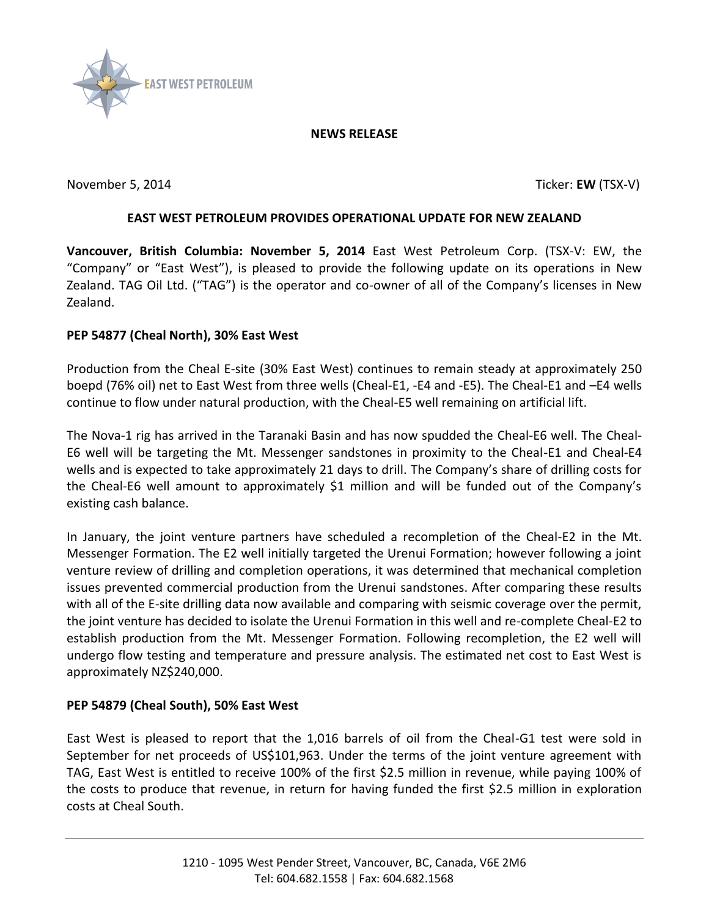EAST WEST PETROLEUM

**NEWS RELEASE**

November 5, 2014 Ticker: **EW** (TSX-V)

## EAST WEST PETROLEUM PROVIDES OPERATIONAL UPDATE FOR NEW ZEALAND

**Vancouver, British Columbia: November 5, 2014** East West Petroleum Corp. (TSX-V: EW, the "Company" or "East West"), is pleased to provide the following update on its operations in New Zealand. TAG Oil Ltd. ("TAG") is the operator and co-owner of all of the Company's licenses in New Zealand.

### PEP 54877 (Cheal North), 30% East West

Production from the Cheal E-site (30% East West) continues to remain steady at approximately 250 boepd (76% oil) net to East West from three wells (Cheal-E1, -E4 and -E5). The Cheal-E1 and –E4 wells continue to flow under natural production, with the Cheal-E5 well remaining on artificial lift.

The Nova-1 rig has arrived in the Taranaki Basin and has now spudded the Cheal-E6 well. The Cheal-E6 well will be targeting the Mt. Messenger sandstones in proximity to the Cheal-E1 and Cheal-E4 wells and is expected to take approximately 21 days to drill. The Company's share of drilling costs for the Cheal-E6 well amount to approximately $1 million and will be funded out of the Company's existing cash balance.

In January, the joint venture partners have scheduled a recompletion of the Cheal-E2 in the Mt. Messenger Formation. The E2 well initially targeted the Urenui Formation; however following a joint venture review of drilling and completion operations, it was determined that mechanical completion issues prevented commercial production from the Urenui sandstones. After comparing these results with all of the E-site drilling data now available and comparing with seismic coverage over the permit, the joint venture has decided to isolate the Urenui Formation in this well and re-complete Cheal-E2 to establish production from the Mt. Messenger Formation. Following recompletion, the E2 well will undergo flow testing and temperature and pressure analysis. The estimated net cost to East West is approximately NZ$240,000.

### PEP 54879 (Cheal South), 50% East West

East West is pleased to report that the 1,016 barrels of oil from the Cheal-G1 test were sold in September for net proceeds of US$101,963. Under the terms of the joint venture agreement with TAG, East West is entitled to receive 100% of the first $2.5 million in revenue, while paying 100% of the costs to produce that revenue, in return for having funded the first $2.5 million in exploration costs at Cheal South.

1210 - 1095 West Pender Street, Vancouver, BC, Canada, V6E 2M6
Tel: 604.682.1558 | Fax: 604.682.1568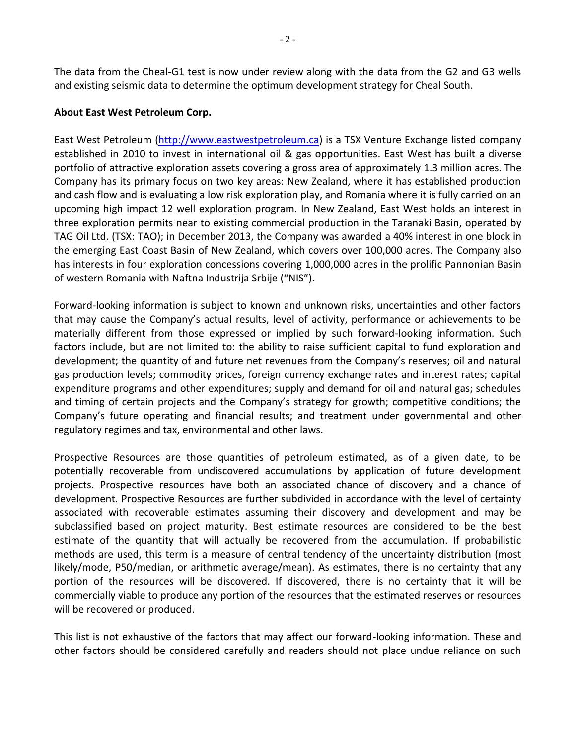The data from the Cheal-G1 test is now under review along with the data from the G2 and G3 wells and existing seismic data to determine the optimum development strategy for Cheal South.

**About East West Petroleum Corp.**

East West Petroleum (http://www.eastwestpetroleum.ca) is a TSX Venture Exchange listed company established in 2010 to invest in international oil & gas opportunities. East West has built a diverse portfolio of attractive exploration assets covering a gross area of approximately 1.3 million acres. The Company has its primary focus on two key areas: New Zealand, where it has established production and cash flow and is evaluating a low risk exploration play, and Romania where it is fully carried on an upcoming high impact 12 well exploration program. In New Zealand, East West holds an interest in three exploration permits near to existing commercial production in the Taranaki Basin, operated by TAG Oil Ltd. (TSX: TAO); in December 2013, the Company was awarded a 40% interest in one block in the emerging East Coast Basin of New Zealand, which covers over 100,000 acres. The Company also has interests in four exploration concessions covering 1,000,000 acres in the prolific Pannonian Basin of western Romania with Naftna Industrija Srbije ("NIS").

Forward-looking information is subject to known and unknown risks, uncertainties and other factors that may cause the Company's actual results, level of activity, performance or achievements to be materially different from those expressed or implied by such forward-looking information. Such factors include, but are not limited to: the ability to raise sufficient capital to fund exploration and development; the quantity of and future net revenues from the Company's reserves; oil and natural gas production levels; commodity prices, foreign currency exchange rates and interest rates; capital expenditure programs and other expenditures; supply and demand for oil and natural gas; schedules and timing of certain projects and the Company's strategy for growth; competitive conditions; the Company's future operating and financial results; and treatment under governmental and other regulatory regimes and tax, environmental and other laws.

Prospective Resources are those quantities of petroleum estimated, as of a given date, to be potentially recoverable from undiscovered accumulations by application of future development projects. Prospective resources have both an associated chance of discovery and a chance of development. Prospective Resources are further subdivided in accordance with the level of certainty associated with recoverable estimates assuming their discovery and development and may be subclassified based on project maturity. Best estimate resources are considered to be the best estimate of the quantity that will actually be recovered from the accumulation. If probabilistic methods are used, this term is a measure of central tendency of the uncertainty distribution (most likely/mode, P50/median, or arithmetic average/mean). As estimates, there is no certainty that any portion of the resources will be discovered. If discovered, there is no certainty that it will be commercially viable to produce any portion of the resources that the estimated reserves or resources will be recovered or produced.

This list is not exhaustive of the factors that may affect our forward-looking information. These and other factors should be considered carefully and readers should not place undue reliance on such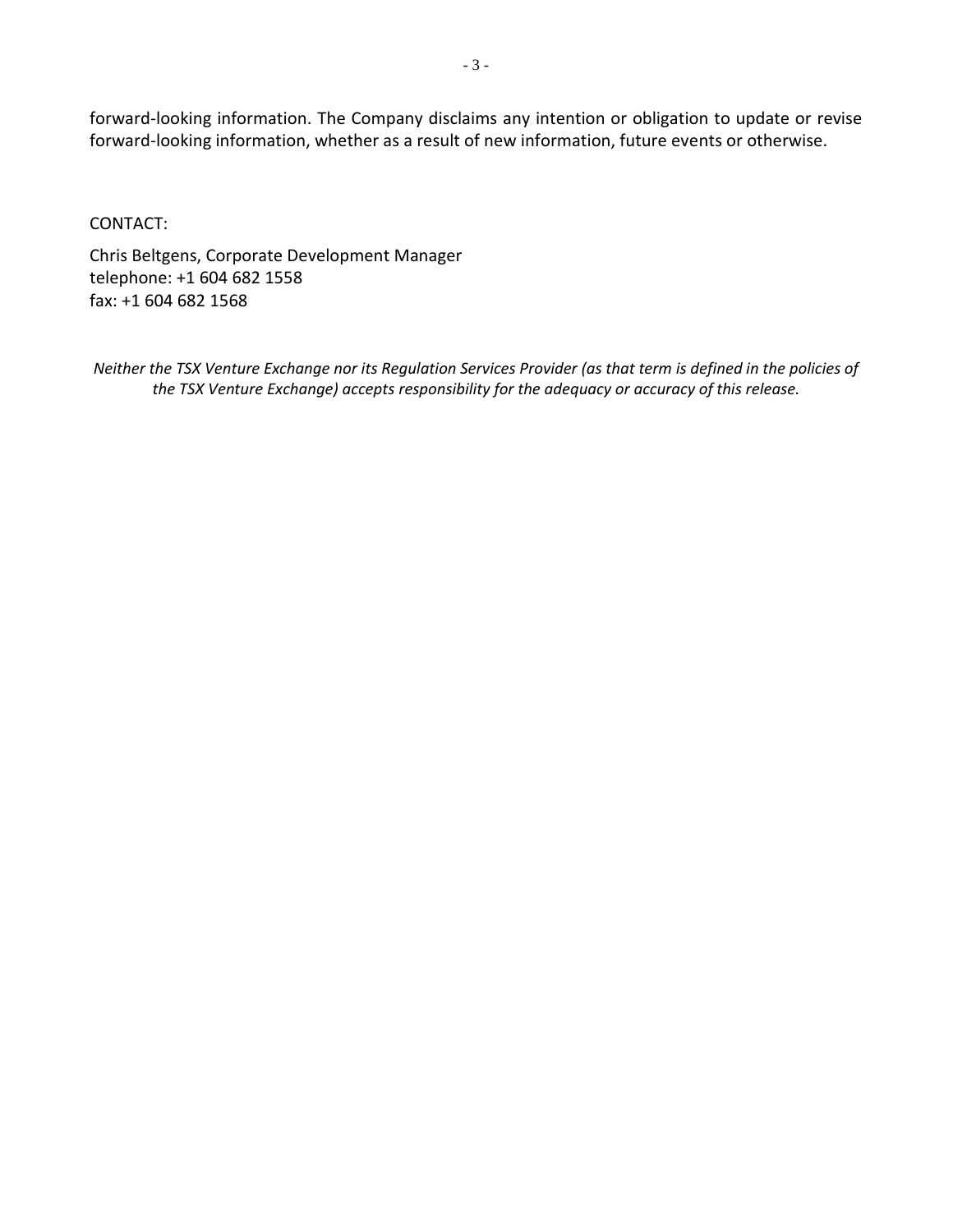forward-looking information. The Company disclaims any intention or obligation to update or revise forward-looking information, whether as a result of new information, future events or otherwise.

CONTACT:

Chris Beltgens, Corporate Development Manager
telephone: +1 604 682 1558
fax: +1 604 682 1568

*Neither the TSX Venture Exchange nor its Regulation Services Provider (as that term is defined in the policies of the TSX Venture Exchange) accepts responsibility for the adequacy or accuracy of this release.*